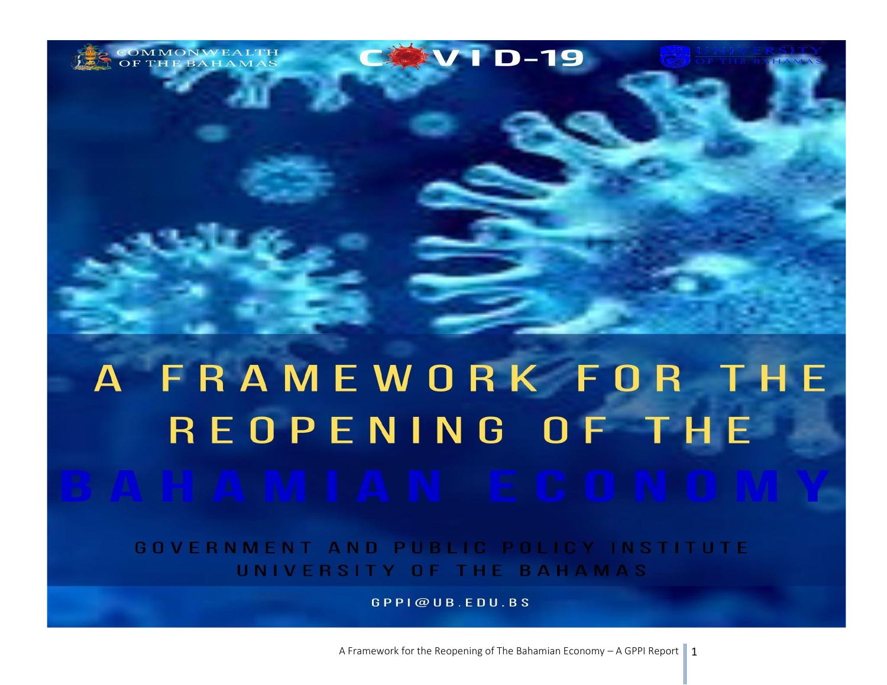COMMONWEALTH OF THE BAHAMAS

COVID-19

UNIVERSITY OF THE BAHAMAS

# A FRAMEWORK FOR THE REOPENING OF THE BAHAMIAN ECONOMY

GOVERNMENT AND PUBLIC POLICY INSTITUTE
UNIVERSITY OF THE BAHAMAS

GPPI@UB.EDU.BS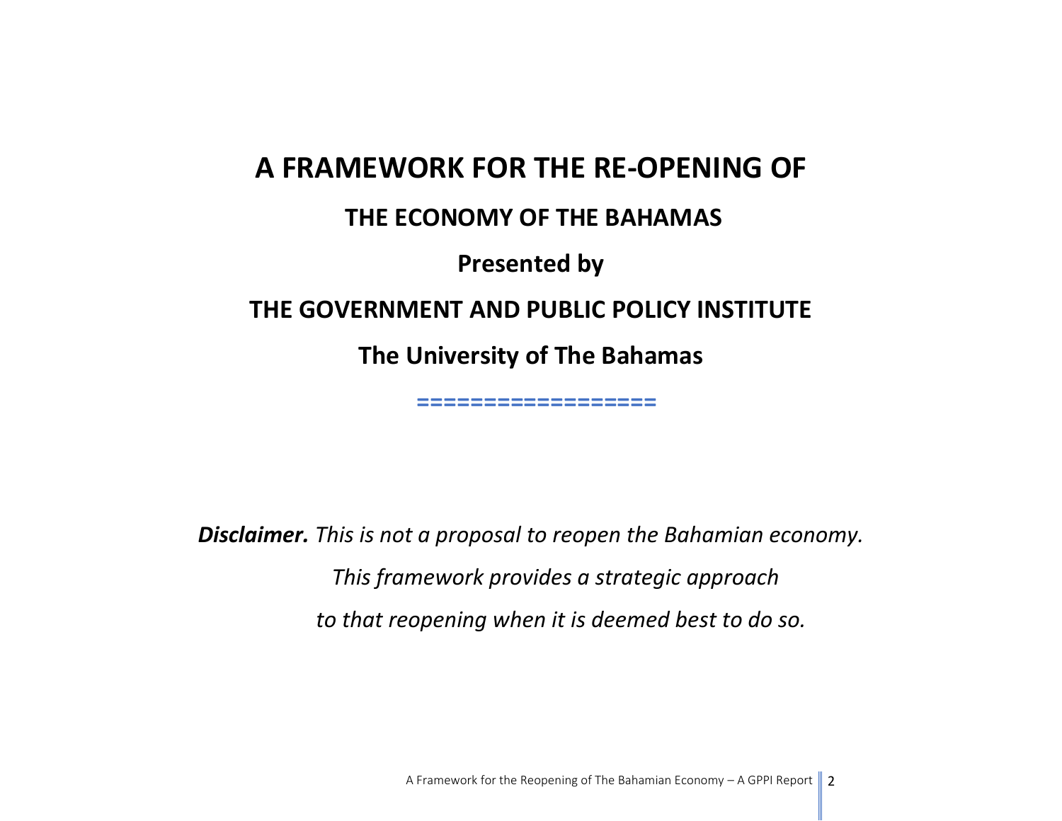# A FRAMEWORK FOR THE RE-OPENING OF

## THE ECONOMY OF THE BAHAMAS

## Presented by

## THE GOVERNMENT AND PUBLIC POLICY INSTITUTE

## The University of The Bahamas

==================

***Disclaimer.*** *This is not a proposal to reopen the Bahamian economy.*

*This framework provides a strategic approach*

*to that reopening when it is deemed best to do so.*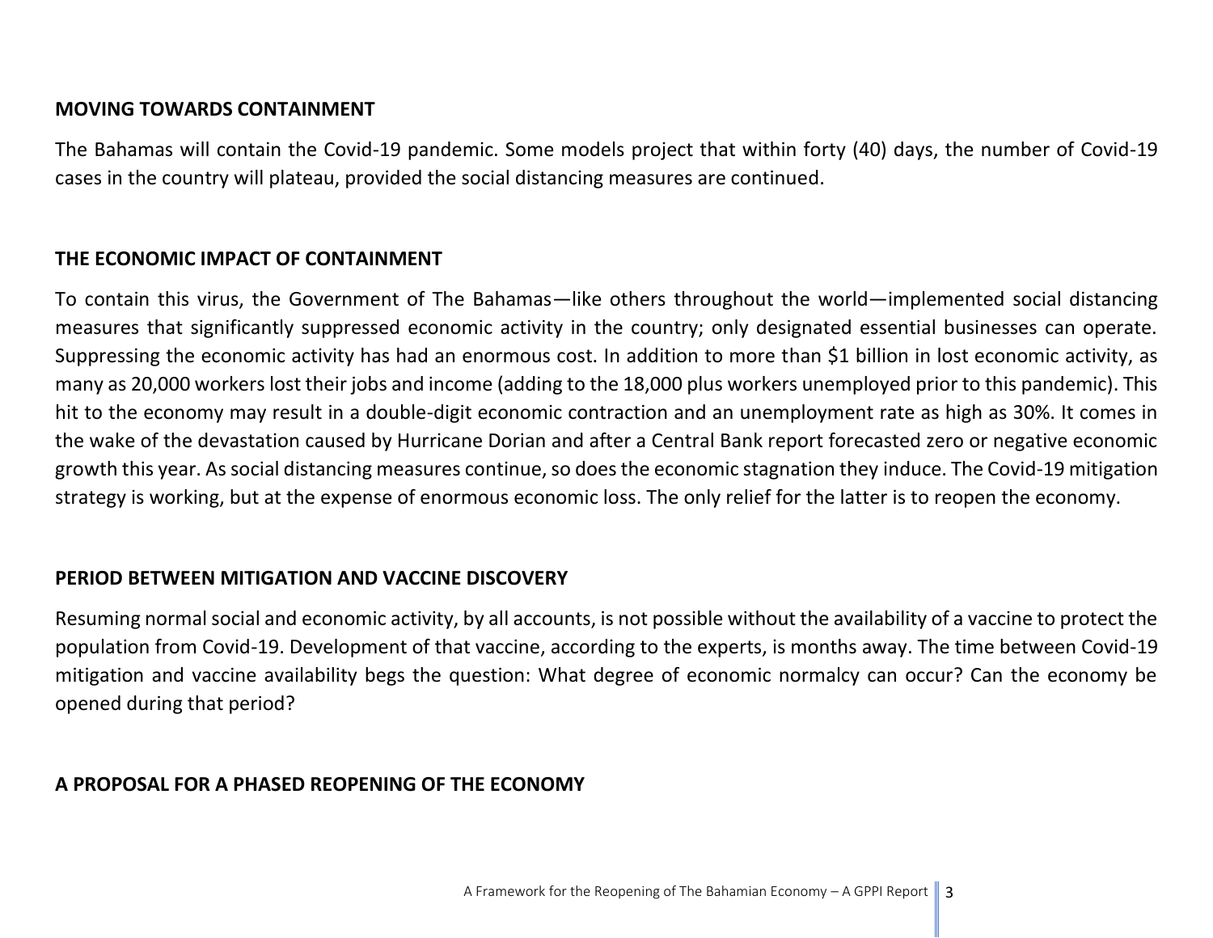## MOVING TOWARDS CONTAINMENT

The Bahamas will contain the Covid-19 pandemic. Some models project that within forty (40) days, the number of Covid-19 cases in the country will plateau, provided the social distancing measures are continued.

## THE ECONOMIC IMPACT OF CONTAINMENT

To contain this virus, the Government of The Bahamas—like others throughout the world—implemented social distancing measures that significantly suppressed economic activity in the country; only designated essential businesses can operate. Suppressing the economic activity has had an enormous cost. In addition to more than $1 billion in lost economic activity, as many as 20,000 workers lost their jobs and income (adding to the 18,000 plus workers unemployed prior to this pandemic). This hit to the economy may result in a double-digit economic contraction and an unemployment rate as high as 30%. It comes in the wake of the devastation caused by Hurricane Dorian and after a Central Bank report forecasted zero or negative economic growth this year. As social distancing measures continue, so does the economic stagnation they induce. The Covid-19 mitigation strategy is working, but at the expense of enormous economic loss. The only relief for the latter is to reopen the economy.

## PERIOD BETWEEN MITIGATION AND VACCINE DISCOVERY

Resuming normal social and economic activity, by all accounts, is not possible without the availability of a vaccine to protect the population from Covid-19. Development of that vaccine, according to the experts, is months away. The time between Covid-19 mitigation and vaccine availability begs the question: What degree of economic normalcy can occur? Can the economy be opened during that period?

## A PROPOSAL FOR A PHASED REOPENING OF THE ECONOMY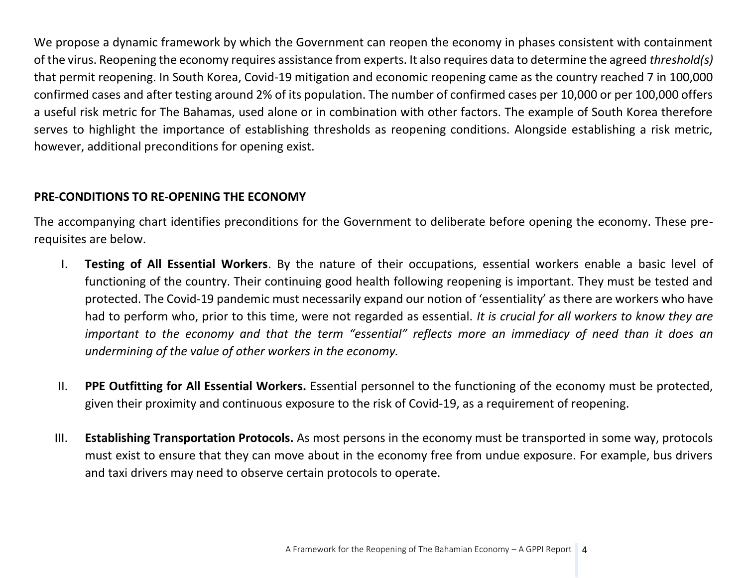We propose a dynamic framework by which the Government can reopen the economy in phases consistent with containment of the virus. Reopening the economy requires assistance from experts. It also requires data to determine the agreed *threshold(s)* that permit reopening. In South Korea, Covid-19 mitigation and economic reopening came as the country reached 7 in 100,000 confirmed cases and after testing around 2% of its population. The number of confirmed cases per 10,000 or per 100,000 offers a useful risk metric for The Bahamas, used alone or in combination with other factors. The example of South Korea therefore serves to highlight the importance of establishing thresholds as reopening conditions. Alongside establishing a risk metric, however, additional preconditions for opening exist.

## PRE-CONDITIONS TO RE-OPENING THE ECONOMY

The accompanying chart identifies preconditions for the Government to deliberate before opening the economy. These pre-requisites are below.

I. **Testing of All Essential Workers**. By the nature of their occupations, essential workers enable a basic level of functioning of the country. Their continuing good health following reopening is important. They must be tested and protected. The Covid-19 pandemic must necessarily expand our notion of 'essentiality' as there are workers who have had to perform who, prior to this time, were not regarded as essential. *It is crucial for all workers to know they are important to the economy and that the term "essential" reflects more an immediacy of need than it does an undermining of the value of other workers in the economy.*

II. **PPE Outfitting for All Essential Workers.** Essential personnel to the functioning of the economy must be protected, given their proximity and continuous exposure to the risk of Covid-19, as a requirement of reopening.

III. **Establishing Transportation Protocols.** As most persons in the economy must be transported in some way, protocols must exist to ensure that they can move about in the economy free from undue exposure. For example, bus drivers and taxi drivers may need to observe certain protocols to operate.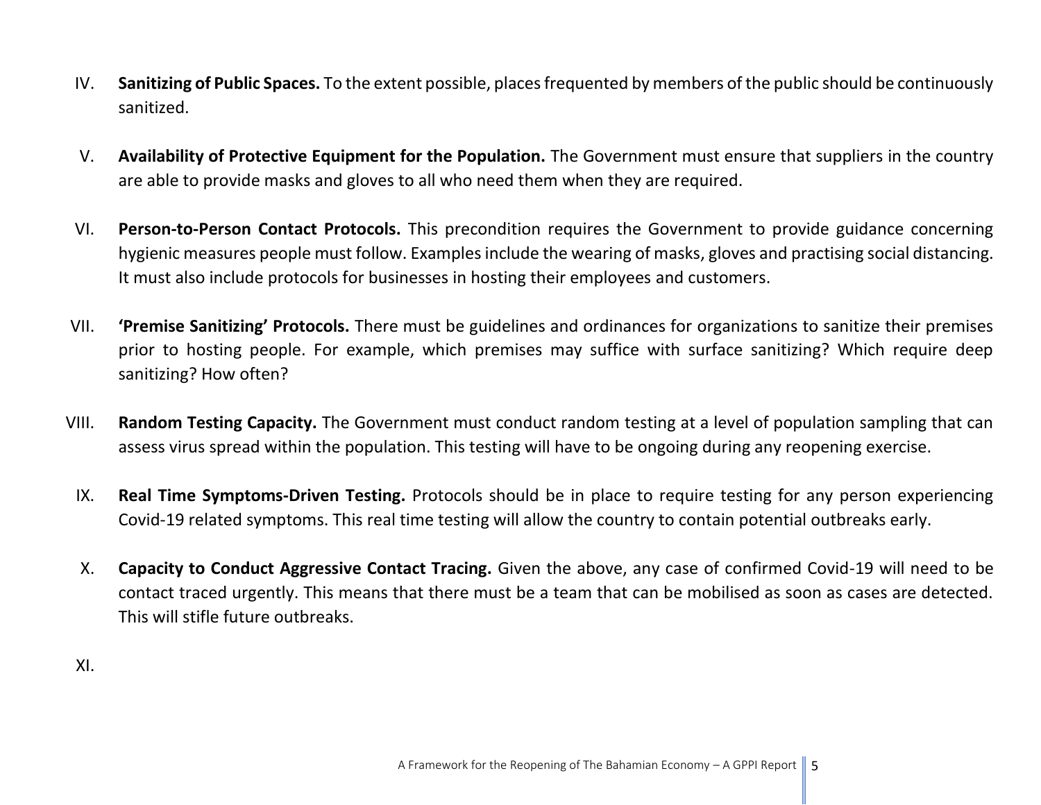IV. **Sanitizing of Public Spaces.** To the extent possible, places frequented by members of the public should be continuously sanitized.

V. **Availability of Protective Equipment for the Population.** The Government must ensure that suppliers in the country are able to provide masks and gloves to all who need them when they are required.

VI. **Person-to-Person Contact Protocols.** This precondition requires the Government to provide guidance concerning hygienic measures people must follow. Examples include the wearing of masks, gloves and practising social distancing. It must also include protocols for businesses in hosting their employees and customers.

VII. **'Premise Sanitizing' Protocols.** There must be guidelines and ordinances for organizations to sanitize their premises prior to hosting people. For example, which premises may suffice with surface sanitizing? Which require deep sanitizing? How often?

VIII. **Random Testing Capacity.** The Government must conduct random testing at a level of population sampling that can assess virus spread within the population. This testing will have to be ongoing during any reopening exercise.

IX. **Real Time Symptoms-Driven Testing.** Protocols should be in place to require testing for any person experiencing Covid-19 related symptoms. This real time testing will allow the country to contain potential outbreaks early.

X. **Capacity to Conduct Aggressive Contact Tracing.** Given the above, any case of confirmed Covid-19 will need to be contact traced urgently. This means that there must be a team that can be mobilised as soon as cases are detected. This will stifle future outbreaks.

XI.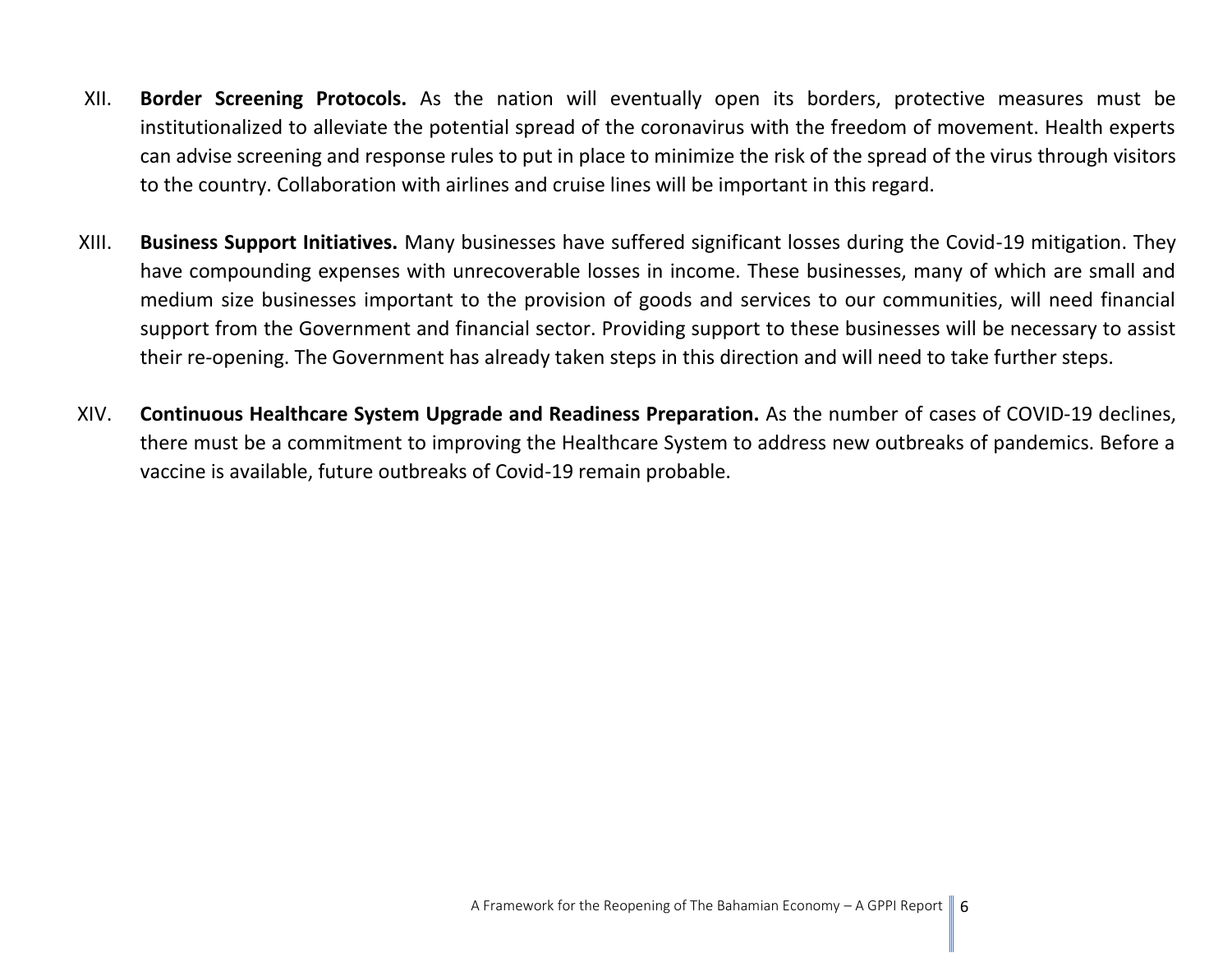XII. **Border Screening Protocols.** As the nation will eventually open its borders, protective measures must be institutionalized to alleviate the potential spread of the coronavirus with the freedom of movement. Health experts can advise screening and response rules to put in place to minimize the risk of the spread of the virus through visitors to the country. Collaboration with airlines and cruise lines will be important in this regard.

XIII. **Business Support Initiatives.** Many businesses have suffered significant losses during the Covid-19 mitigation. They have compounding expenses with unrecoverable losses in income. These businesses, many of which are small and medium size businesses important to the provision of goods and services to our communities, will need financial support from the Government and financial sector. Providing support to these businesses will be necessary to assist their re-opening. The Government has already taken steps in this direction and will need to take further steps.

XIV. **Continuous Healthcare System Upgrade and Readiness Preparation.** As the number of cases of COVID-19 declines, there must be a commitment to improving the Healthcare System to address new outbreaks of pandemics. Before a vaccine is available, future outbreaks of Covid-19 remain probable.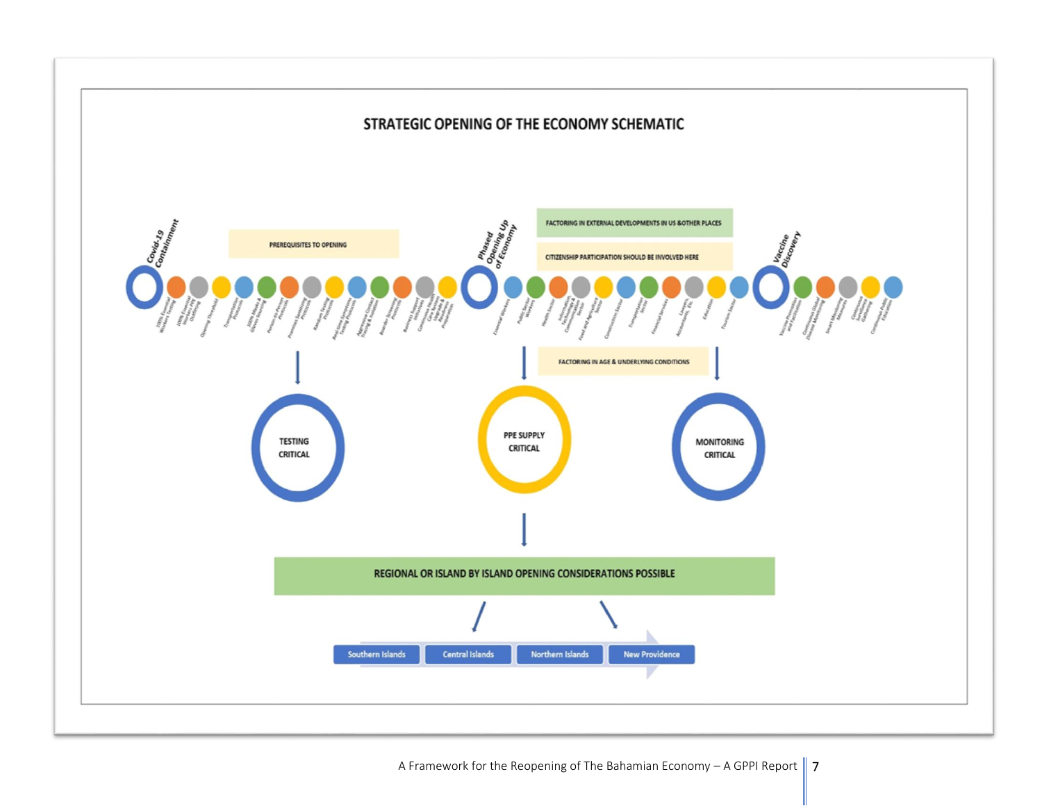## STRATEGIC OPENING OF THE ECONOMY SCHEMATIC

**Covid-19 Containment**

PREREQUISITES TO OPENING

- 100% Essential Workers Testing
- 100% Essential Workers PPE Outfitting
- Opening Threshold
- Transportation Protocols
- 100% Masks & Gloves Wearing
- Person-to-Person Protocols
- Premises Sanitizing Protocols
- Random Testing Protocols
- Real-time Symptoms Testing Protocols
- Aggressive Contact Tracing & Isolation
- Boarder Screening Protocols
- Business Support Measures
- Continuous Health Care System Upgrade & Readiness Preparation

**Phased Opening Up of Economy**

FACTORING IN EXTERNAL DEVELOPMENTS IN US & OTHER PLACES

CITIZENSHIP PARTICIPATION SHOULD BE INVOLVED HERE

- Essential Workers
- Public Sector Workers
- Health Sector
- Information, Technology & Communication Sector
- Food and Agriculture Sector
- Construction Sector
- Transportation Sector
- Financial Services
- Lawyers, Accountants, Etc.
- Education
- Tourism Sector

FACTORING IN AGE & UNDERLYING CONDITIONS

**Vaccine Discovery**

- Vaccine Promotion and Facilitation
- Continuous Global Disease Monitoring
- Smart Mitigating Measures
- Continuous Surveillance Gathering
- Continuous Public Education

TESTING CRITICAL

PPE SUPPLY CRITICAL

MONITORING CRITICAL

REGIONAL OR ISLAND BY ISLAND OPENING CONSIDERATIONS POSSIBLE

Southern Islands → Central Islands → Northern Islands → New Providence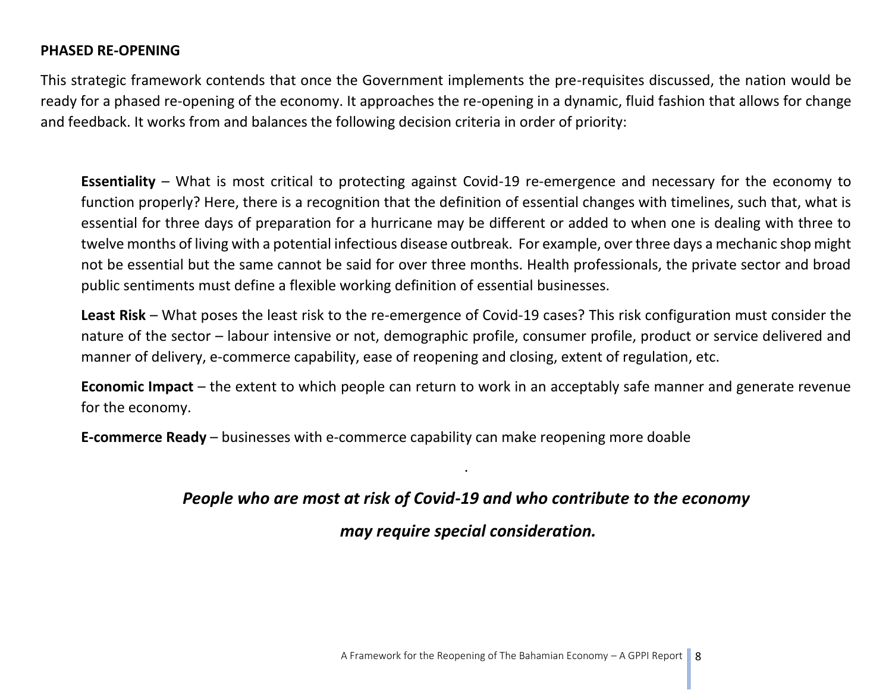**PHASED RE-OPENING**

This strategic framework contends that once the Government implements the pre-requisites discussed, the nation would be ready for a phased re-opening of the economy. It approaches the re-opening in a dynamic, fluid fashion that allows for change and feedback. It works from and balances the following decision criteria in order of priority:

**Essentiality** – What is most critical to protecting against Covid-19 re-emergence and necessary for the economy to function properly? Here, there is a recognition that the definition of essential changes with timelines, such that, what is essential for three days of preparation for a hurricane may be different or added to when one is dealing with three to twelve months of living with a potential infectious disease outbreak. For example, over three days a mechanic shop might not be essential but the same cannot be said for over three months. Health professionals, the private sector and broad public sentiments must define a flexible working definition of essential businesses.

**Least Risk** – What poses the least risk to the re-emergence of Covid-19 cases? This risk configuration must consider the nature of the sector – labour intensive or not, demographic profile, consumer profile, product or service delivered and manner of delivery, e-commerce capability, ease of reopening and closing, extent of regulation, etc.

**Economic Impact** – the extent to which people can return to work in an acceptably safe manner and generate revenue for the economy.

**E-commerce Ready** – businesses with e-commerce capability can make reopening more doable

.

***People who are most at risk of Covid-19 and who contribute to the economy may require special consideration.***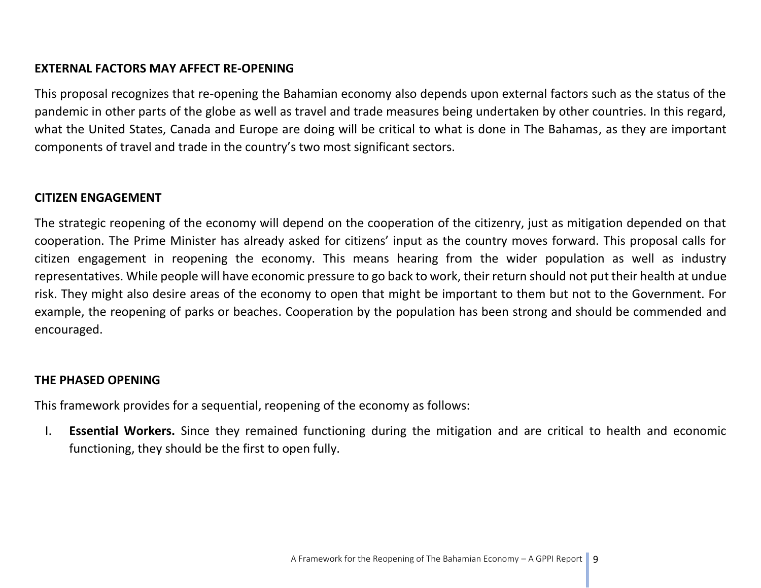## EXTERNAL FACTORS MAY AFFECT RE-OPENING

This proposal recognizes that re-opening the Bahamian economy also depends upon external factors such as the status of the pandemic in other parts of the globe as well as travel and trade measures being undertaken by other countries. In this regard, what the United States, Canada and Europe are doing will be critical to what is done in The Bahamas, as they are important components of travel and trade in the country's two most significant sectors.

## CITIZEN ENGAGEMENT

The strategic reopening of the economy will depend on the cooperation of the citizenry, just as mitigation depended on that cooperation. The Prime Minister has already asked for citizens' input as the country moves forward. This proposal calls for citizen engagement in reopening the economy. This means hearing from the wider population as well as industry representatives. While people will have economic pressure to go back to work, their return should not put their health at undue risk. They might also desire areas of the economy to open that might be important to them but not to the Government. For example, the reopening of parks or beaches. Cooperation by the population has been strong and should be commended and encouraged.

## THE PHASED OPENING

This framework provides for a sequential, reopening of the economy as follows:

I. **Essential Workers.** Since they remained functioning during the mitigation and are critical to health and economic functioning, they should be the first to open fully.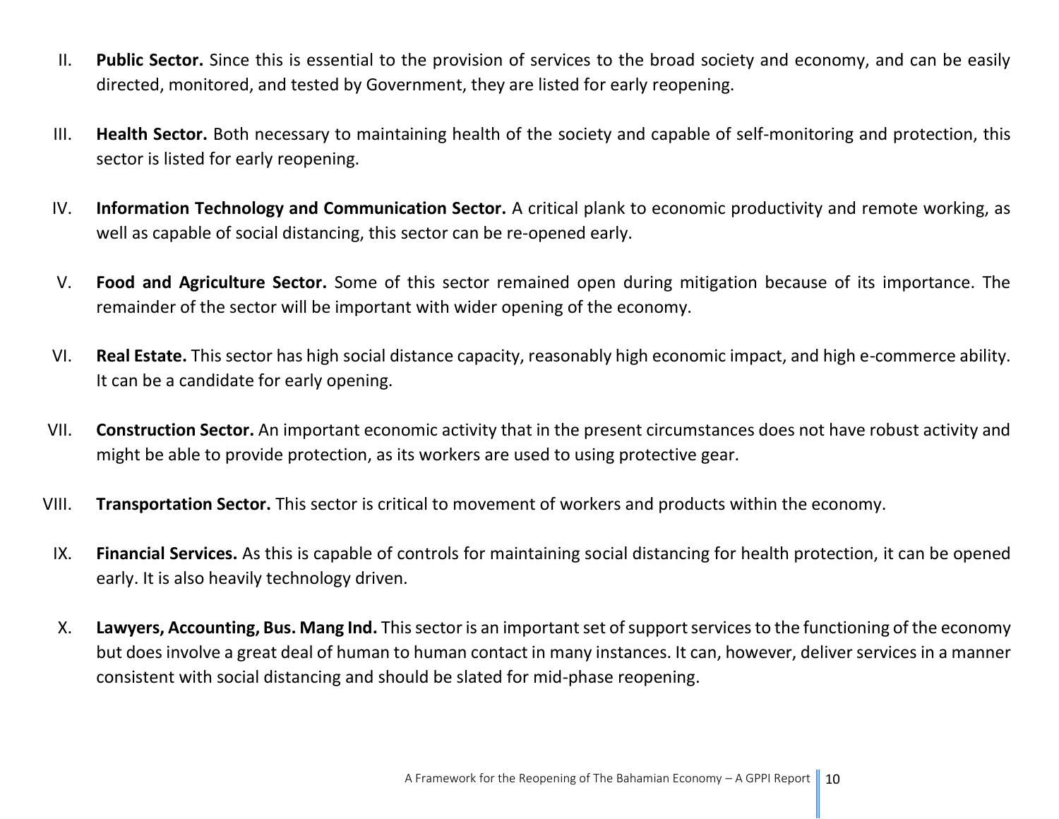II. **Public Sector.** Since this is essential to the provision of services to the broad society and economy, and can be easily directed, monitored, and tested by Government, they are listed for early reopening.

III. **Health Sector.** Both necessary to maintaining health of the society and capable of self-monitoring and protection, this sector is listed for early reopening.

IV. **Information Technology and Communication Sector.** A critical plank to economic productivity and remote working, as well as capable of social distancing, this sector can be re-opened early.

V. **Food and Agriculture Sector.** Some of this sector remained open during mitigation because of its importance. The remainder of the sector will be important with wider opening of the economy.

VI. **Real Estate.** This sector has high social distance capacity, reasonably high economic impact, and high e-commerce ability. It can be a candidate for early opening.

VII. **Construction Sector.** An important economic activity that in the present circumstances does not have robust activity and might be able to provide protection, as its workers are used to using protective gear.

VIII. **Transportation Sector.** This sector is critical to movement of workers and products within the economy.

IX. **Financial Services.** As this is capable of controls for maintaining social distancing for health protection, it can be opened early. It is also heavily technology driven.

X. **Lawyers, Accounting, Bus. Mang Ind.** This sector is an important set of support services to the functioning of the economy but does involve a great deal of human to human contact in many instances. It can, however, deliver services in a manner consistent with social distancing and should be slated for mid-phase reopening.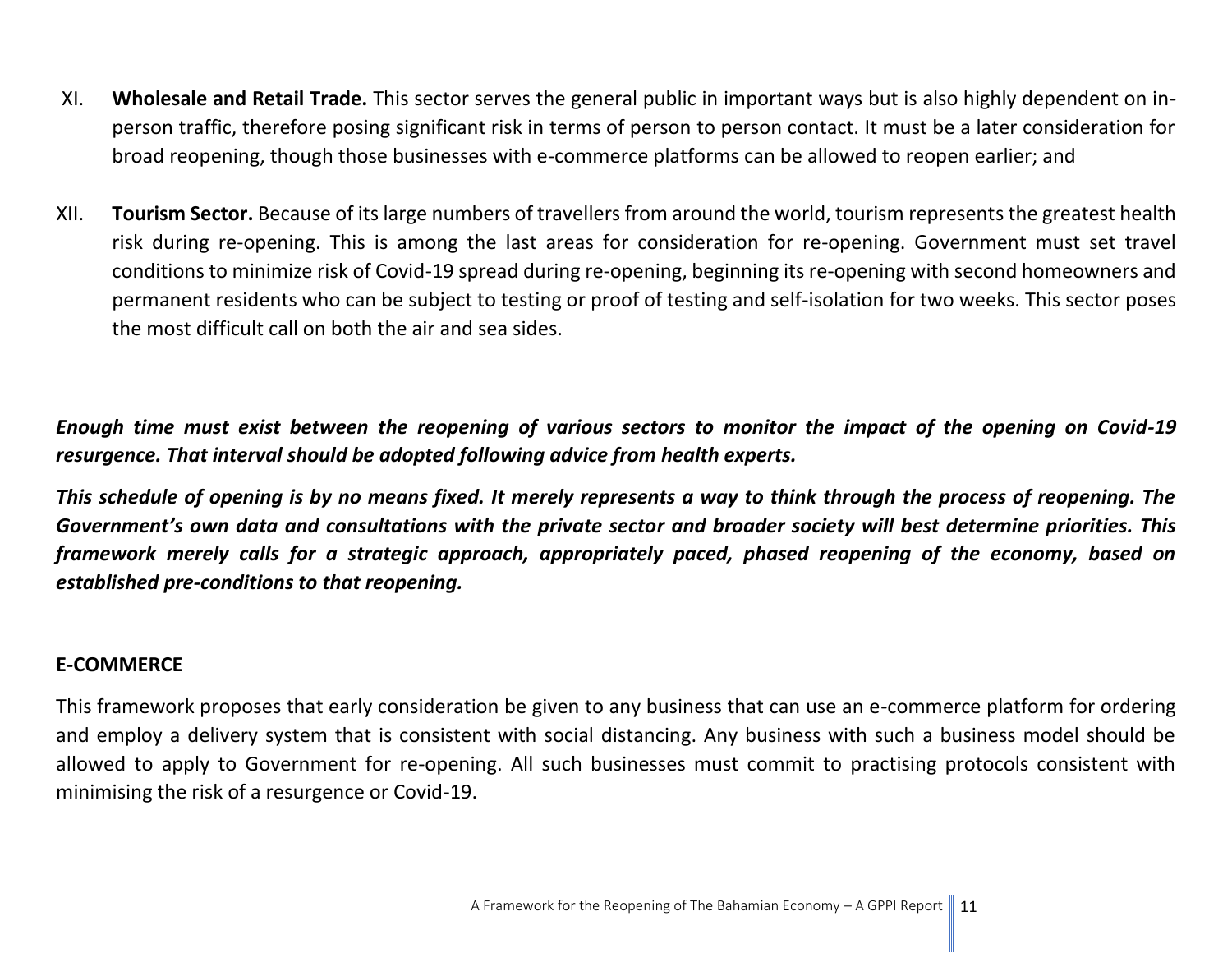XI. **Wholesale and Retail Trade.** This sector serves the general public in important ways but is also highly dependent on in-person traffic, therefore posing significant risk in terms of person to person contact. It must be a later consideration for broad reopening, though those businesses with e-commerce platforms can be allowed to reopen earlier; and

XII. **Tourism Sector.** Because of its large numbers of travellers from around the world, tourism represents the greatest health risk during re-opening. This is among the last areas for consideration for re-opening. Government must set travel conditions to minimize risk of Covid-19 spread during re-opening, beginning its re-opening with second homeowners and permanent residents who can be subject to testing or proof of testing and self-isolation for two weeks. This sector poses the most difficult call on both the air and sea sides.

***Enough time must exist between the reopening of various sectors to monitor the impact of the opening on Covid-19 resurgence. That interval should be adopted following advice from health experts.***

***This schedule of opening is by no means fixed. It merely represents a way to think through the process of reopening. The Government's own data and consultations with the private sector and broader society will best determine priorities. This framework merely calls for a strategic approach, appropriately paced, phased reopening of the economy, based on established pre-conditions to that reopening.***

## E-COMMERCE

This framework proposes that early consideration be given to any business that can use an e-commerce platform for ordering and employ a delivery system that is consistent with social distancing. Any business with such a business model should be allowed to apply to Government for re-opening. All such businesses must commit to practising protocols consistent with minimising the risk of a resurgence or Covid-19.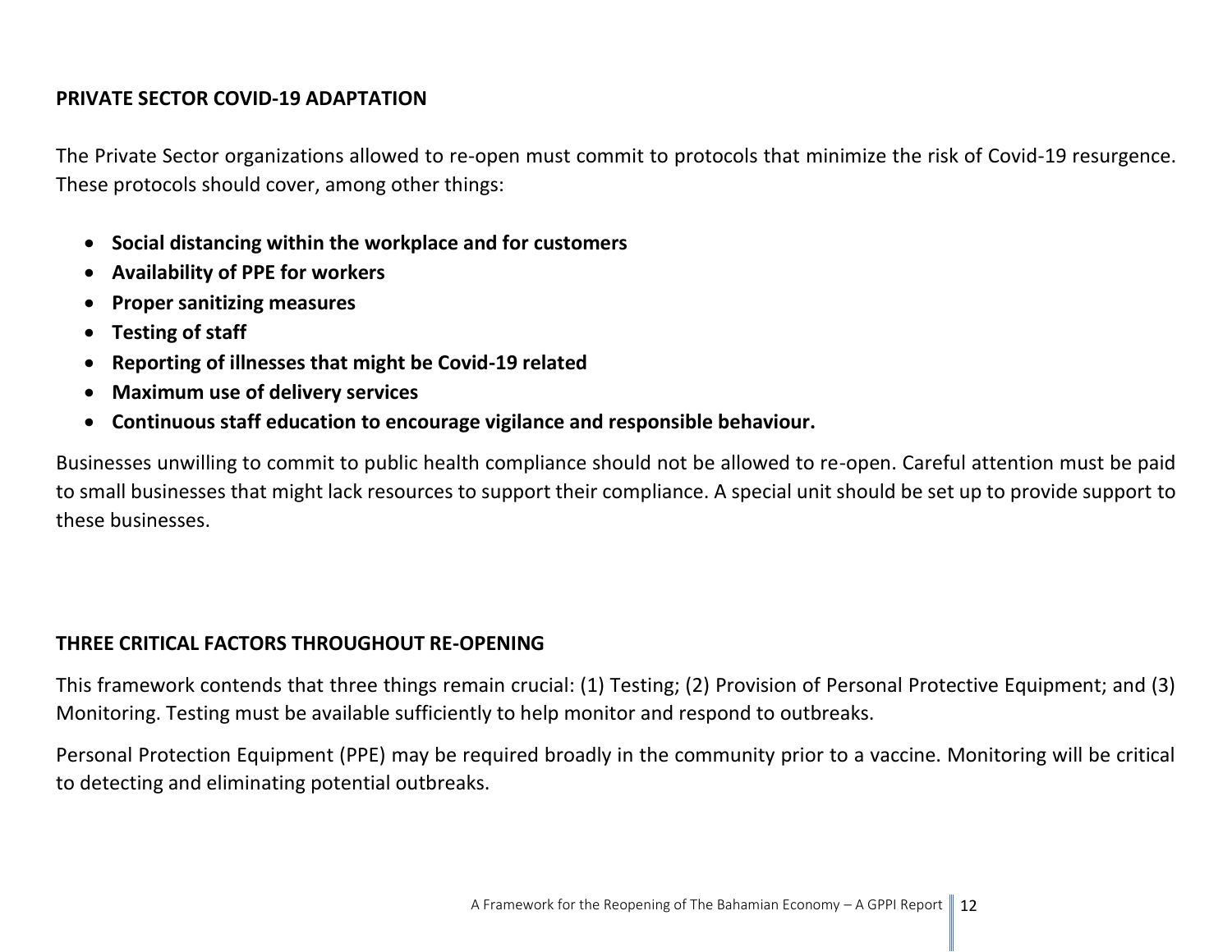## PRIVATE SECTOR COVID-19 ADAPTATION

The Private Sector organizations allowed to re-open must commit to protocols that minimize the risk of Covid-19 resurgence. These protocols should cover, among other things:

- **Social distancing within the workplace and for customers**
- **Availability of PPE for workers**
- **Proper sanitizing measures**
- **Testing of staff**
- **Reporting of illnesses that might be Covid-19 related**
- **Maximum use of delivery services**
- **Continuous staff education to encourage vigilance and responsible behaviour.**

Businesses unwilling to commit to public health compliance should not be allowed to re-open. Careful attention must be paid to small businesses that might lack resources to support their compliance. A special unit should be set up to provide support to these businesses.

## THREE CRITICAL FACTORS THROUGHOUT RE-OPENING

This framework contends that three things remain crucial: (1) Testing; (2) Provision of Personal Protective Equipment; and (3) Monitoring. Testing must be available sufficiently to help monitor and respond to outbreaks.

Personal Protection Equipment (PPE) may be required broadly in the community prior to a vaccine. Monitoring will be critical to detecting and eliminating potential outbreaks.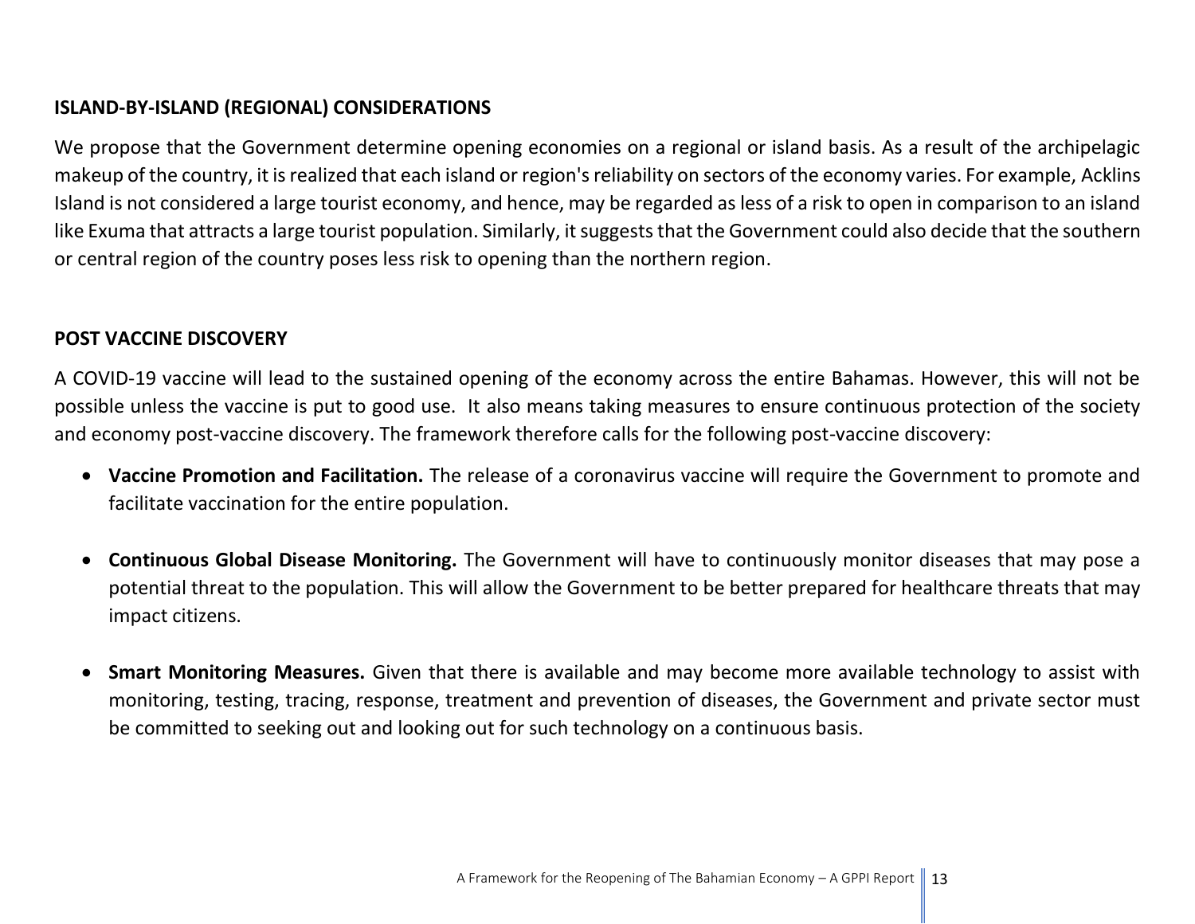## ISLAND-BY-ISLAND (REGIONAL) CONSIDERATIONS

We propose that the Government determine opening economies on a regional or island basis. As a result of the archipelagic makeup of the country, it is realized that each island or region's reliability on sectors of the economy varies. For example, Acklins Island is not considered a large tourist economy, and hence, may be regarded as less of a risk to open in comparison to an island like Exuma that attracts a large tourist population. Similarly, it suggests that the Government could also decide that the southern or central region of the country poses less risk to opening than the northern region.

## POST VACCINE DISCOVERY

A COVID-19 vaccine will lead to the sustained opening of the economy across the entire Bahamas. However, this will not be possible unless the vaccine is put to good use. It also means taking measures to ensure continuous protection of the society and economy post-vaccine discovery. The framework therefore calls for the following post-vaccine discovery:

- **Vaccine Promotion and Facilitation.** The release of a coronavirus vaccine will require the Government to promote and facilitate vaccination for the entire population.

- **Continuous Global Disease Monitoring.** The Government will have to continuously monitor diseases that may pose a potential threat to the population. This will allow the Government to be better prepared for healthcare threats that may impact citizens.

- **Smart Monitoring Measures.** Given that there is available and may become more available technology to assist with monitoring, testing, tracing, response, treatment and prevention of diseases, the Government and private sector must be committed to seeking out and looking out for such technology on a continuous basis.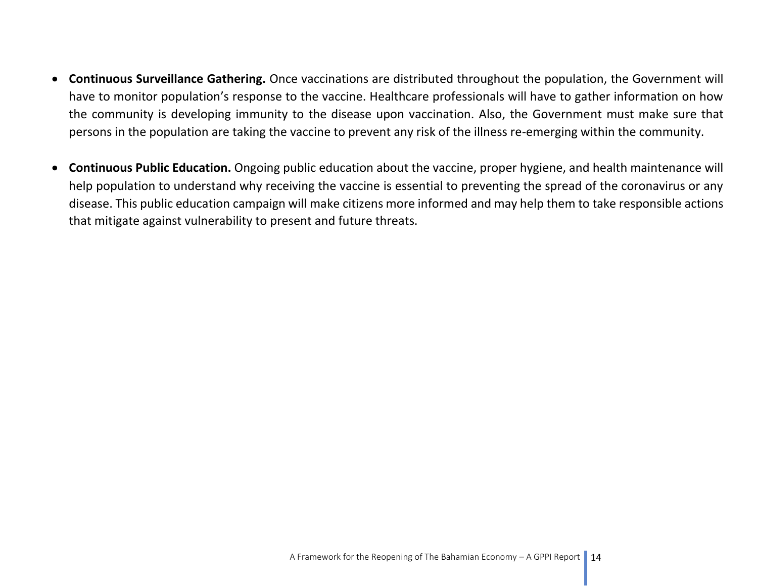- **Continuous Surveillance Gathering.** Once vaccinations are distributed throughout the population, the Government will have to monitor population's response to the vaccine. Healthcare professionals will have to gather information on how the community is developing immunity to the disease upon vaccination. Also, the Government must make sure that persons in the population are taking the vaccine to prevent any risk of the illness re-emerging within the community.

- **Continuous Public Education.** Ongoing public education about the vaccine, proper hygiene, and health maintenance will help population to understand why receiving the vaccine is essential to preventing the spread of the coronavirus or any disease. This public education campaign will make citizens more informed and may help them to take responsible actions that mitigate against vulnerability to present and future threats.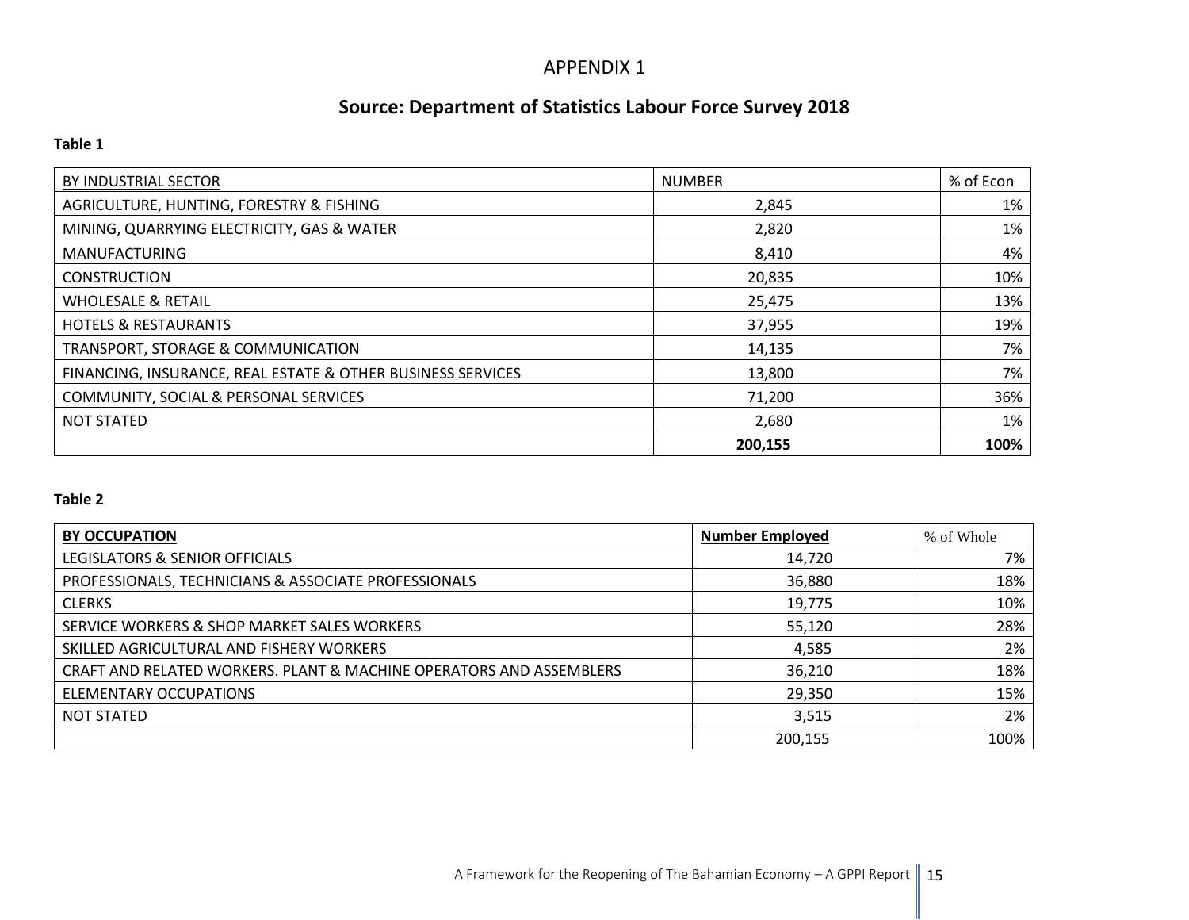# APPENDIX 1

## Source: Department of Statistics Labour Force Survey 2018

**Table 1**

| BY INDUSTRIAL SECTOR | NUMBER | % of Econ |
|---|---|---|
| AGRICULTURE, HUNTING, FORESTRY & FISHING | 2,845 | 1% |
| MINING, QUARRYING ELECTRICITY, GAS & WATER | 2,820 | 1% |
| MANUFACTURING | 8,410 | 4% |
| CONSTRUCTION | 20,835 | 10% |
| WHOLESALE & RETAIL | 25,475 | 13% |
| HOTELS & RESTAURANTS | 37,955 | 19% |
| TRANSPORT, STORAGE & COMMUNICATION | 14,135 | 7% |
| FINANCING, INSURANCE, REAL ESTATE & OTHER BUSINESS SERVICES | 13,800 | 7% |
| COMMUNITY, SOCIAL & PERSONAL SERVICES | 71,200 | 36% |
| NOT STATED | 2,680 | 1% |
| | **200,155** | **100%** |

**Table 2**

| **BY OCCUPATION** | **Number Employed** | % of Whole |
|---|---|---|
| LEGISLATORS & SENIOR OFFICIALS | 14,720 | 7% |
| PROFESSIONALS, TECHNICIANS & ASSOCIATE PROFESSIONALS | 36,880 | 18% |
| CLERKS | 19,775 | 10% |
| SERVICE WORKERS & SHOP MARKET SALES WORKERS | 55,120 | 28% |
| SKILLED AGRICULTURAL AND FISHERY WORKERS | 4,585 | 2% |
| CRAFT AND RELATED WORKERS. PLANT & MACHINE OPERATORS AND ASSEMBLERS | 36,210 | 18% |
| ELEMENTARY OCCUPATIONS | 29,350 | 15% |
| NOT STATED | 3,515 | 2% |
| | 200,155 | 100% |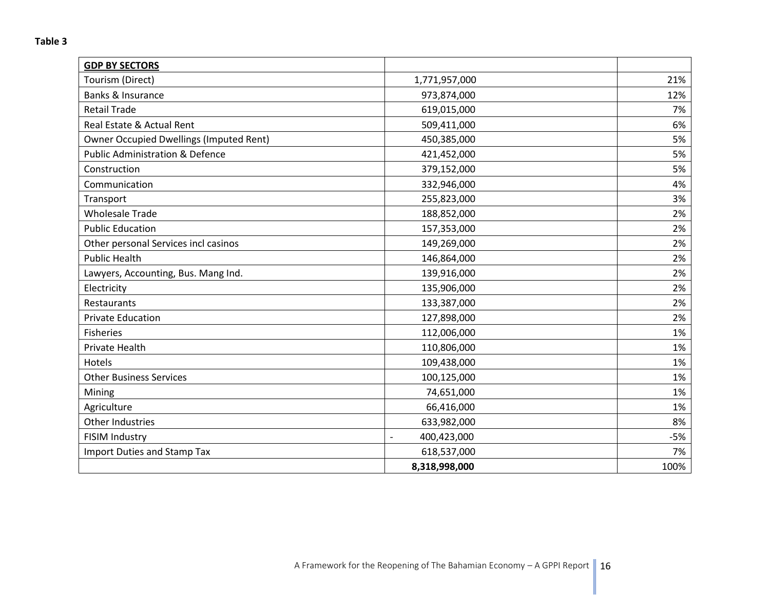**Table 3**

| **GDP BY SECTORS** | | |
|---|---|---|
| Tourism (Direct) | 1,771,957,000 | 21% |
| Banks & Insurance | 973,874,000 | 12% |
| Retail Trade | 619,015,000 | 7% |
| Real Estate & Actual Rent | 509,411,000 | 6% |
| Owner Occupied Dwellings (Imputed Rent) | 450,385,000 | 5% |
| Public Administration & Defence | 421,452,000 | 5% |
| Construction | 379,152,000 | 5% |
| Communication | 332,946,000 | 4% |
| Transport | 255,823,000 | 3% |
| Wholesale Trade | 188,852,000 | 2% |
| Public Education | 157,353,000 | 2% |
| Other personal Services incl casinos | 149,269,000 | 2% |
| Public Health | 146,864,000 | 2% |
| Lawyers, Accounting, Bus. Mang Ind. | 139,916,000 | 2% |
| Electricity | 135,906,000 | 2% |
| Restaurants | 133,387,000 | 2% |
| Private Education | 127,898,000 | 2% |
| Fisheries | 112,006,000 | 1% |
| Private Health | 110,806,000 | 1% |
| Hotels | 109,438,000 | 1% |
| Other Business Services | 100,125,000 | 1% |
| Mining | 74,651,000 | 1% |
| Agriculture | 66,416,000 | 1% |
| Other Industries | 633,982,000 | 8% |
| FISIM Industry | - 400,423,000 | -5% |
| Import Duties and Stamp Tax | 618,537,000 | 7% |
| | **8,318,998,000** | 100% |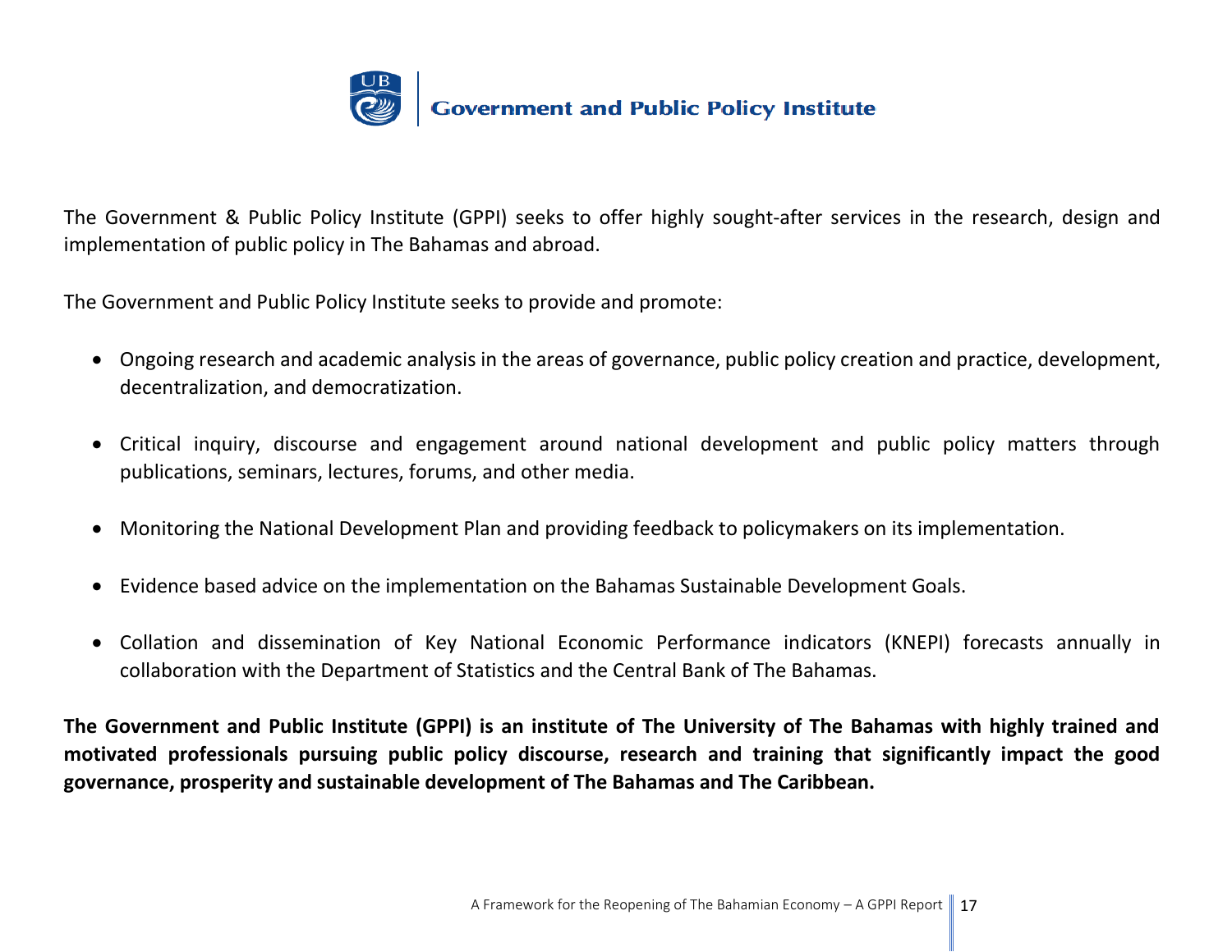**Government and Public Policy Institute**

The Government & Public Policy Institute (GPPI) seeks to offer highly sought-after services in the research, design and implementation of public policy in The Bahamas and abroad.

The Government and Public Policy Institute seeks to provide and promote:

- Ongoing research and academic analysis in the areas of governance, public policy creation and practice, development, decentralization, and democratization.
- Critical inquiry, discourse and engagement around national development and public policy matters through publications, seminars, lectures, forums, and other media.
- Monitoring the National Development Plan and providing feedback to policymakers on its implementation.
- Evidence based advice on the implementation on the Bahamas Sustainable Development Goals.
- Collation and dissemination of Key National Economic Performance indicators (KNEPI) forecasts annually in collaboration with the Department of Statistics and the Central Bank of The Bahamas.

**The Government and Public Institute (GPPI) is an institute of The University of The Bahamas with highly trained and motivated professionals pursuing public policy discourse, research and training that significantly impact the good governance, prosperity and sustainable development of The Bahamas and The Caribbean.**